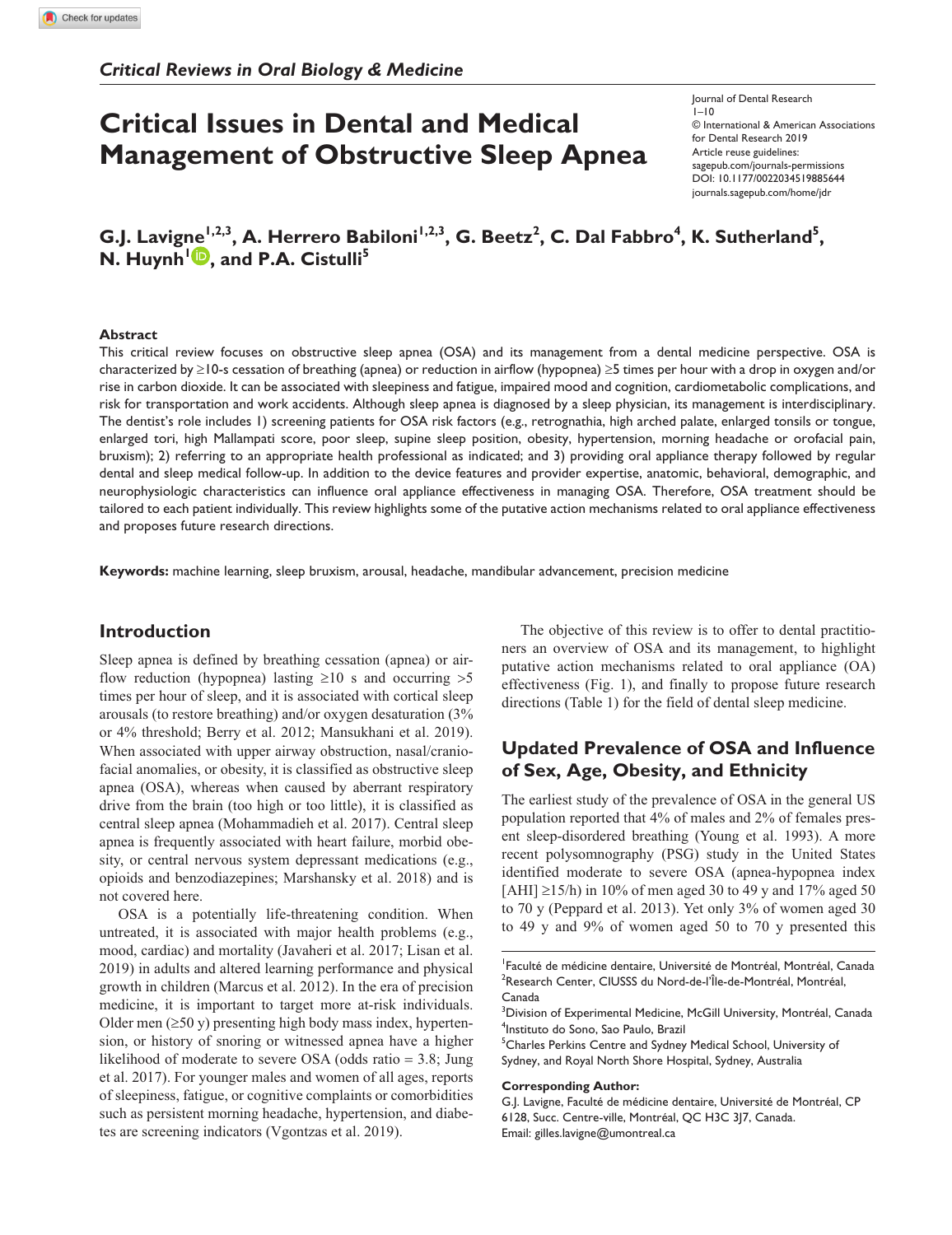*Critical Reviews in Oral Biology & Medicine*

# Critical Issues in Dental and Medical Management of Obstructive Sleep Apnea

Journal of Dental Research
1–10
© International & American Associations for Dental Research 2019
Article reuse guidelines: sagepub.com/journals-permissions
DOI: 10.1177/0022034519885644
journals.sagepub.com/home/jdr

**G.J. Lavigne[1,2,3], A. Herrero Babiloni[1,2,3], G. Beetz[2], C. Dal Fabbro[4], K. Sutherland[5], N. Huynh[1], and P.A. Cistulli[5]**

### Abstract

This critical review focuses on obstructive sleep apnea (OSA) and its management from a dental medicine perspective. OSA is characterized by ≥10-s cessation of breathing (apnea) or reduction in airflow (hypopnea) ≥5 times per hour with a drop in oxygen and/or rise in carbon dioxide. It can be associated with sleepiness and fatigue, impaired mood and cognition, cardiometabolic complications, and risk for transportation and work accidents. Although sleep apnea is diagnosed by a sleep physician, its management is interdisciplinary. The dentist's role includes 1) screening patients for OSA risk factors (e.g., retrognathia, high arched palate, enlarged tonsils or tongue, enlarged tori, high Mallampati score, poor sleep, supine sleep position, obesity, hypertension, morning headache or orofacial pain, bruxism); 2) referring to an appropriate health professional as indicated; and 3) providing oral appliance therapy followed by regular dental and sleep medical follow-up. In addition to the device features and provider expertise, anatomic, behavioral, demographic, and neurophysiologic characteristics can influence oral appliance effectiveness in managing OSA. Therefore, OSA treatment should be tailored to each patient individually. This review highlights some of the putative action mechanisms related to oral appliance effectiveness and proposes future research directions.

**Keywords:** machine learning, sleep bruxism, arousal, headache, mandibular advancement, precision medicine

## Introduction

Sleep apnea is defined by breathing cessation (apnea) or airflow reduction (hypopnea) lasting ≥10 s and occurring >5 times per hour of sleep, and it is associated with cortical sleep arousals (to restore breathing) and/or oxygen desaturation (3% or 4% threshold; Berry et al. 2012; Mansukhani et al. 2019). When associated with upper airway obstruction, nasal/craniofacial anomalies, or obesity, it is classified as obstructive sleep apnea (OSA), whereas when caused by aberrant respiratory drive from the brain (too high or too little), it is classified as central sleep apnea (Mohammadieh et al. 2017). Central sleep apnea is frequently associated with heart failure, morbid obesity, or central nervous system depressant medications (e.g., opioids and benzodiazepines; Marshansky et al. 2018) and is not covered here.

OSA is a potentially life-threatening condition. When untreated, it is associated with major health problems (e.g., mood, cardiac) and mortality (Javaheri et al. 2017; Lisan et al. 2019) in adults and altered learning performance and physical growth in children (Marcus et al. 2012). In the era of precision medicine, it is important to target more at-risk individuals. Older men (≥50 y) presenting high body mass index, hypertension, or history of snoring or witnessed apnea have a higher likelihood of moderate to severe OSA (odds ratio = 3.8; Jung et al. 2017). For younger males and women of all ages, reports of sleepiness, fatigue, or cognitive complaints or comorbidities such as persistent morning headache, hypertension, and diabetes are screening indicators (Vgontzas et al. 2019).

The objective of this review is to offer to dental practitioners an overview of OSA and its management, to highlight putative action mechanisms related to oral appliance (OA) effectiveness (Fig. 1), and finally to propose future research directions (Table 1) for the field of dental sleep medicine.

## Updated Prevalence of OSA and Influence of Sex, Age, Obesity, and Ethnicity

The earliest study of the prevalence of OSA in the general US population reported that 4% of males and 2% of females present sleep-disordered breathing (Young et al. 1993). A more recent polysomnography (PSG) study in the United States identified moderate to severe OSA (apnea-hypopnea index [AHI] ≥15/h) in 10% of men aged 30 to 49 y and 17% aged 50 to 70 y (Peppard et al. 2013). Yet only 3% of women aged 30 to 49 y and 9% of women aged 50 to 70 y presented this

[1]Faculté de médicine dentaire, Université de Montréal, Montréal, Canada
[2]Research Center, CIUSSS du Nord-de-l'Île-de-Montréal, Montréal, Canada
[3]Division of Experimental Medicine, McGill University, Montréal, Canada
[4]Instituto do Sono, Sao Paulo, Brazil
[5]Charles Perkins Centre and Sydney Medical School, University of Sydney, and Royal North Shore Hospital, Sydney, Australia

**Corresponding Author:**
G.J. Lavigne, Faculté de médicine dentaire, Université de Montréal, CP 6128, Succ. Centre-ville, Montréal, QC H3C 3J7, Canada.
Email: gilles.lavigne@umontreal.ca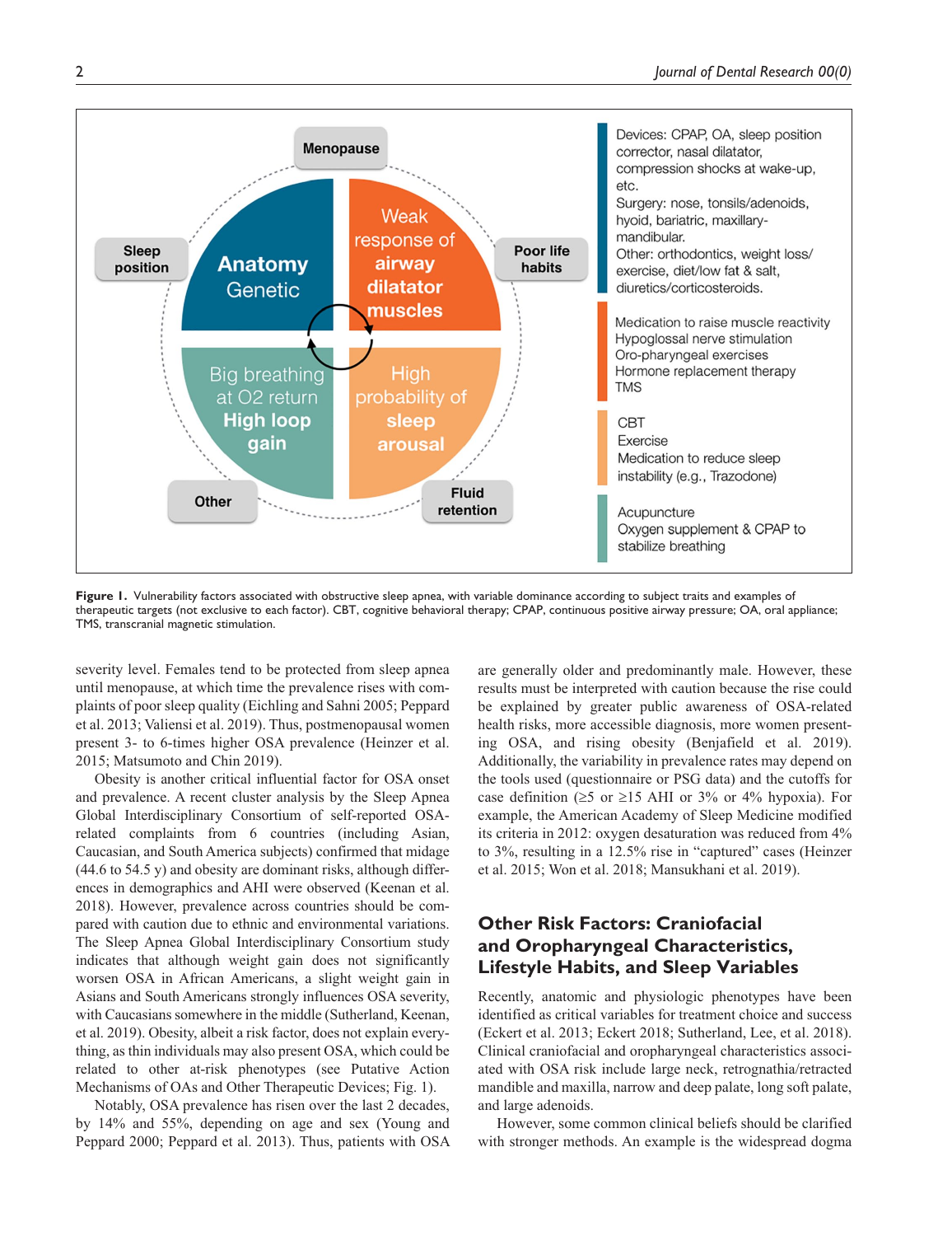**Figure 1.** Vulnerability factors associated with obstructive sleep apnea, with variable dominance according to subject traits and examples of therapeutic targets (not exclusive to each factor). CBT, cognitive behavioral therapy; CPAP, continuous positive airway pressure; OA, oral appliance; TMS, transcranial magnetic stimulation.

severity level. Females tend to be protected from sleep apnea until menopause, at which time the prevalence rises with complaints of poor sleep quality (Eichling and Sahni 2005; Peppard et al. 2013; Valiensi et al. 2019). Thus, postmenopausal women present 3- to 6-times higher OSA prevalence (Heinzer et al. 2015; Matsumoto and Chin 2019).

Obesity is another critical influential factor for OSA onset and prevalence. A recent cluster analysis by the Sleep Apnea Global Interdisciplinary Consortium of self-reported OSA-related complaints from 6 countries (including Asian, Caucasian, and South America subjects) confirmed that midage (44.6 to 54.5 y) and obesity are dominant risks, although differences in demographics and AHI were observed (Keenan et al. 2018). However, prevalence across countries should be compared with caution due to ethnic and environmental variations. The Sleep Apnea Global Interdisciplinary Consortium study indicates that although weight gain does not significantly worsen OSA in African Americans, a slight weight gain in Asians and South Americans strongly influences OSA severity, with Caucasians somewhere in the middle (Sutherland, Keenan, et al. 2019). Obesity, albeit a risk factor, does not explain everything, as thin individuals may also present OSA, which could be related to other at-risk phenotypes (see Putative Action Mechanisms of OAs and Other Therapeutic Devices; Fig. 1).

Notably, OSA prevalence has risen over the last 2 decades, by 14% and 55%, depending on age and sex (Young and Peppard 2000; Peppard et al. 2013). Thus, patients with OSA are generally older and predominantly male. However, these results must be interpreted with caution because the rise could be explained by greater public awareness of OSA-related health risks, more accessible diagnosis, more women presenting OSA, and rising obesity (Benjafield et al. 2019). Additionally, the variability in prevalence rates may depend on the tools used (questionnaire or PSG data) and the cutoffs for case definition (≥5 or ≥15 AHI or 3% or 4% hypoxia). For example, the American Academy of Sleep Medicine modified its criteria in 2012: oxygen desaturation was reduced from 4% to 3%, resulting in a 12.5% rise in "captured" cases (Heinzer et al. 2015; Won et al. 2018; Mansukhani et al. 2019).

## Other Risk Factors: Craniofacial and Oropharyngeal Characteristics, Lifestyle Habits, and Sleep Variables

Recently, anatomic and physiologic phenotypes have been identified as critical variables for treatment choice and success (Eckert et al. 2013; Eckert 2018; Sutherland, Lee, et al. 2018). Clinical craniofacial and oropharyngeal characteristics associated with OSA risk include large neck, retrognathia/retracted mandible and maxilla, narrow and deep palate, long soft palate, and large adenoids.

However, some common clinical beliefs should be clarified with stronger methods. An example is the widespread dogma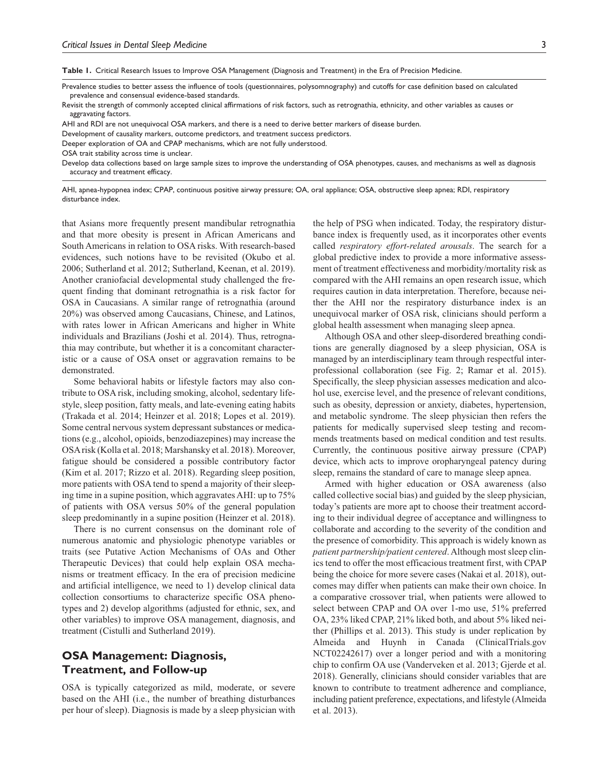**Table 1.** Critical Research Issues to Improve OSA Management (Diagnosis and Treatment) in the Era of Precision Medicine.

| |
|---|
| Prevalence studies to better assess the influence of tools (questionnaires, polysomnography) and cutoffs for case definition based on calculated prevalence and consensual evidence-based standards. |
| Revisit the strength of commonly accepted clinical affirmations of risk factors, such as retrognathia, ethnicity, and other variables as causes or aggravating factors. |
| AHI and RDI are not unequivocal OSA markers, and there is a need to derive better markers of disease burden. |
| Development of causality markers, outcome predictors, and treatment success predictors. |
| Deeper exploration of OA and CPAP mechanisms, which are not fully understood. |
| OSA trait stability across time is unclear. |
| Develop data collections based on large sample sizes to improve the understanding of OSA phenotypes, causes, and mechanisms as well as diagnosis accuracy and treatment efficacy. |

AHI, apnea-hypopnea index; CPAP, continuous positive airway pressure; OA, oral appliance; OSA, obstructive sleep apnea; RDI, respiratory disturbance index.

that Asians more frequently present mandibular retrognathia and that more obesity is present in African Americans and South Americans in relation to OSA risks. With research-based evidences, such notions have to be revisited (Okubo et al. 2006; Sutherland et al. 2012; Sutherland, Keenan, et al. 2019). Another craniofacial developmental study challenged the frequent finding that dominant retrognathia is a risk factor for OSA in Caucasians. A similar range of retrognathia (around 20%) was observed among Caucasians, Chinese, and Latinos, with rates lower in African Americans and higher in White individuals and Brazilians (Joshi et al. 2014). Thus, retrognathia may contribute, but whether it is a concomitant characteristic or a cause of OSA onset or aggravation remains to be demonstrated.

Some behavioral habits or lifestyle factors may also contribute to OSA risk, including smoking, alcohol, sedentary lifestyle, sleep position, fatty meals, and late-evening eating habits (Trakada et al. 2014; Heinzer et al. 2018; Lopes et al. 2019). Some central nervous system depressant substances or medications (e.g., alcohol, opioids, benzodiazepines) may increase the OSA risk (Kolla et al. 2018; Marshansky et al. 2018). Moreover, fatigue should be considered a possible contributory factor (Kim et al. 2017; Rizzo et al. 2018). Regarding sleep position, more patients with OSA tend to spend a majority of their sleeping time in a supine position, which aggravates AHI: up to 75% of patients with OSA versus 50% of the general population sleep predominantly in a supine position (Heinzer et al. 2018).

There is no current consensus on the dominant role of numerous anatomic and physiologic phenotype variables or traits (see Putative Action Mechanisms of OAs and Other Therapeutic Devices) that could help explain OSA mechanisms or treatment efficacy. In the era of precision medicine and artificial intelligence, we need to 1) develop clinical data collection consortiums to characterize specific OSA phenotypes and 2) develop algorithms (adjusted for ethnic, sex, and other variables) to improve OSA management, diagnosis, and treatment (Cistulli and Sutherland 2019).

## OSA Management: Diagnosis, Treatment, and Follow-up

OSA is typically categorized as mild, moderate, or severe based on the AHI (i.e., the number of breathing disturbances per hour of sleep). Diagnosis is made by a sleep physician with the help of PSG when indicated. Today, the respiratory disturbance index is frequently used, as it incorporates other events called *respiratory effort-related arousals*. The search for a global predictive index to provide a more informative assessment of treatment effectiveness and morbidity/mortality risk as compared with the AHI remains an open research issue, which requires caution in data interpretation. Therefore, because neither the AHI nor the respiratory disturbance index is an unequivocal marker of OSA risk, clinicians should perform a global health assessment when managing sleep apnea.

Although OSA and other sleep-disordered breathing conditions are generally diagnosed by a sleep physician, OSA is managed by an interdisciplinary team through respectful interprofessional collaboration (see Fig. 2; Ramar et al. 2015). Specifically, the sleep physician assesses medication and alcohol use, exercise level, and the presence of relevant conditions, such as obesity, depression or anxiety, diabetes, hypertension, and metabolic syndrome. The sleep physician then refers the patients for medically supervised sleep testing and recommends treatments based on medical condition and test results. Currently, the continuous positive airway pressure (CPAP) device, which acts to improve oropharyngeal patency during sleep, remains the standard of care to manage sleep apnea.

Armed with higher education or OSA awareness (also called collective social bias) and guided by the sleep physician, today's patients are more apt to choose their treatment according to their individual degree of acceptance and willingness to collaborate and according to the severity of the condition and the presence of comorbidity. This approach is widely known as *patient partnership/patient centered*. Although most sleep clinics tend to offer the most efficacious treatment first, with CPAP being the choice for more severe cases (Nakai et al. 2018), outcomes may differ when patients can make their own choice. In a comparative crossover trial, when patients were allowed to select between CPAP and OA over 1-mo use, 51% preferred OA, 23% liked CPAP, 21% liked both, and about 5% liked neither (Phillips et al. 2013). This study is under replication by Almeida and Huynh in Canada (ClinicalTrials.gov NCT02242617) over a longer period and with a monitoring chip to confirm OA use (Vanderveken et al. 2013; Gjerde et al. 2018). Generally, clinicians should consider variables that are known to contribute to treatment adherence and compliance, including patient preference, expectations, and lifestyle (Almeida et al. 2013).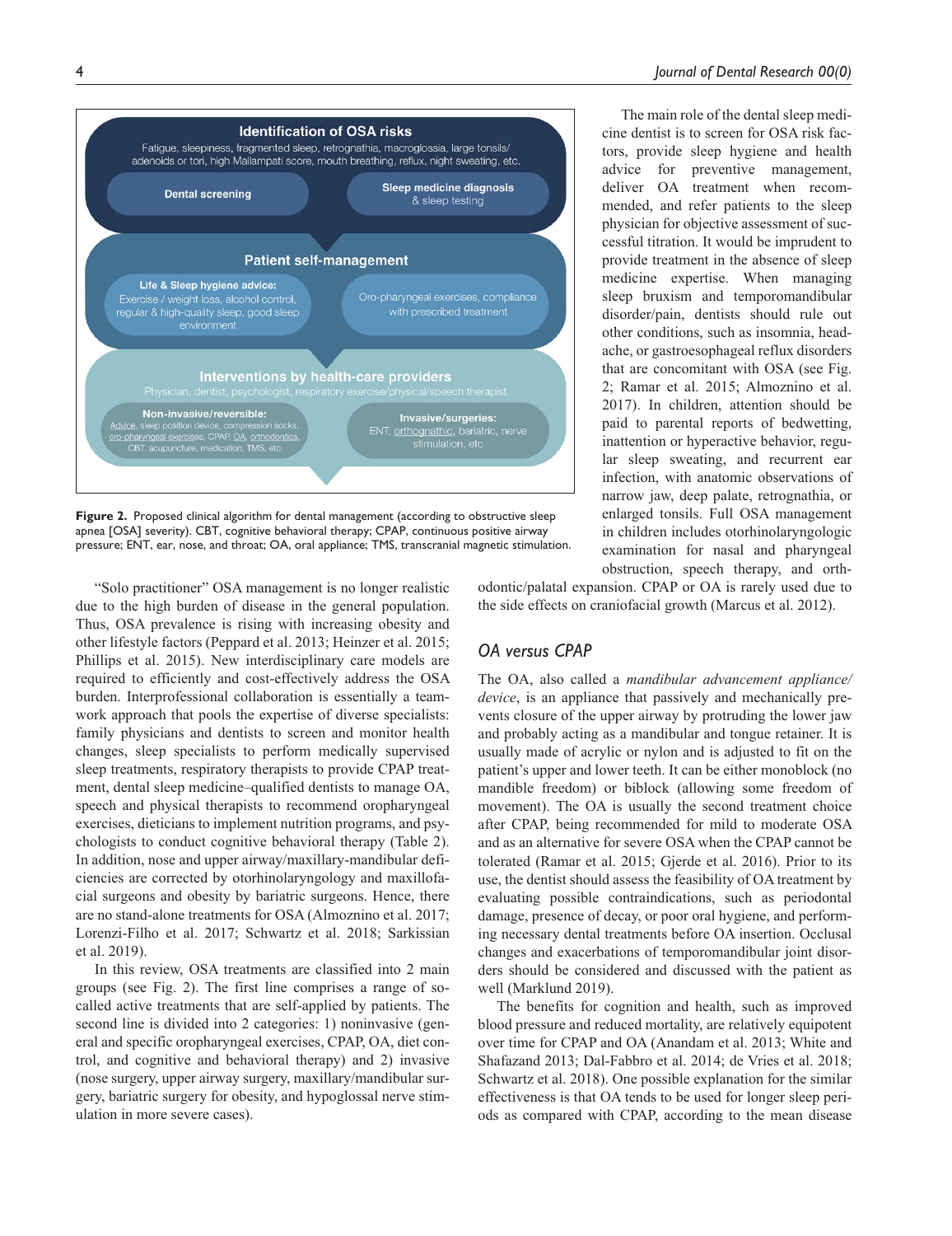**Identification of OSA risks**

Fatigue, sleepiness, fragmented sleep, retrognathia, macroglossia, large tonsils/ adenoids or tori, high Mallampati score, mouth breathing, reflux, night sweating, etc.

**Dental screening**

**Sleep medicine diagnosis** & sleep testing

**Patient self-management**

**Life & Sleep hygiene advice:** Exercise / weight loss, alcohol control, regular & high-quality sleep, good sleep environment

Oro-pharyngeal exercises, compliance with prescribed treatment

**Interventions by health-care providers**

Physician, dentist, psychologist, respiratory exercise/physical/speech therapist

**Non-invasive/reversible:** Advice, sleep position device, compression socks, oro-pharyngeal exercises, CPAP, OA, orthodontics, CBT, acupuncture, medication, TMS, etc

**Invasive/surgeries:** ENT, orthognathic, bariatric, nerve stimulation, etc

**Figure 2.** Proposed clinical algorithm for dental management (according to obstructive sleep apnea [OSA] severity). CBT, cognitive behavioral therapy; CPAP, continuous positive airway pressure; ENT, ear, nose, and throat; OA, oral appliance; TMS, transcranial magnetic stimulation.

"Solo practitioner" OSA management is no longer realistic due to the high burden of disease in the general population. Thus, OSA prevalence is rising with increasing obesity and other lifestyle factors (Peppard et al. 2013; Heinzer et al. 2015; Phillips et al. 2015). New interdisciplinary care models are required to efficiently and cost-effectively address the OSA burden. Interprofessional collaboration is essentially a teamwork approach that pools the expertise of diverse specialists: family physicians and dentists to screen and monitor health changes, sleep specialists to perform medically supervised sleep treatments, respiratory therapists to provide CPAP treatment, dental sleep medicine–qualified dentists to manage OA, speech and physical therapists to recommend oropharyngeal exercises, dieticians to implement nutrition programs, and psychologists to conduct cognitive behavioral therapy (Table 2). In addition, nose and upper airway/maxillary-mandibular deficiencies are corrected by otorhinolaryngology and maxillofacial surgeons and obesity by bariatric surgeons. Hence, there are no stand-alone treatments for OSA (Almoznino et al. 2017; Lorenzi-Filho et al. 2017; Schwartz et al. 2018; Sarkissian et al. 2019).

In this review, OSA treatments are classified into 2 main groups (see Fig. 2). The first line comprises a range of so-called active treatments that are self-applied by patients. The second line is divided into 2 categories: 1) noninvasive (general and specific oropharyngeal exercises, CPAP, OA, diet control, and cognitive and behavioral therapy) and 2) invasive (nose surgery, upper airway surgery, maxillary/mandibular surgery, bariatric surgery for obesity, and hypoglossal nerve stimulation in more severe cases).

The main role of the dental sleep medicine dentist is to screen for OSA risk factors, provide sleep hygiene and health advice for preventive management, deliver OA treatment when recommended, and refer patients to the sleep physician for objective assessment of successful titration. It would be imprudent to provide treatment in the absence of sleep medicine expertise. When managing sleep bruxism and temporomandibular disorder/pain, dentists should rule out other conditions, such as insomnia, headache, or gastroesophageal reflux disorders that are concomitant with OSA (see Fig. 2; Ramar et al. 2015; Almoznino et al. 2017). In children, attention should be paid to parental reports of bedwetting, inattention or hyperactive behavior, regular sleep sweating, and recurrent ear infection, with anatomic observations of narrow jaw, deep palate, retrognathia, or enlarged tonsils. Full OSA management in children includes otorhinolaryngologic examination for nasal and pharyngeal obstruction, speech therapy, and orthodontic/palatal expansion. CPAP or OA is rarely used due to the side effects on craniofacial growth (Marcus et al. 2012).

## OA versus CPAP

The OA, also called a *mandibular advancement appliance/device*, is an appliance that passively and mechanically prevents closure of the upper airway by protruding the lower jaw and probably acting as a mandibular and tongue retainer. It is usually made of acrylic or nylon and is adjusted to fit on the patient's upper and lower teeth. It can be either monoblock (no mandible freedom) or biblock (allowing some freedom of movement). The OA is usually the second treatment choice after CPAP, being recommended for mild to moderate OSA and as an alternative for severe OSA when the CPAP cannot be tolerated (Ramar et al. 2015; Gjerde et al. 2016). Prior to its use, the dentist should assess the feasibility of OA treatment by evaluating possible contraindications, such as periodontal damage, presence of decay, or poor oral hygiene, and performing necessary dental treatments before OA insertion. Occlusal changes and exacerbations of temporomandibular joint disorders should be considered and discussed with the patient as well (Marklund 2019).

The benefits for cognition and health, such as improved blood pressure and reduced mortality, are relatively equipotent over time for CPAP and OA (Anandam et al. 2013; White and Shafazand 2013; Dal-Fabbro et al. 2014; de Vries et al. 2018; Schwartz et al. 2018). One possible explanation for the similar effectiveness is that OA tends to be used for longer sleep periods as compared with CPAP, according to the mean disease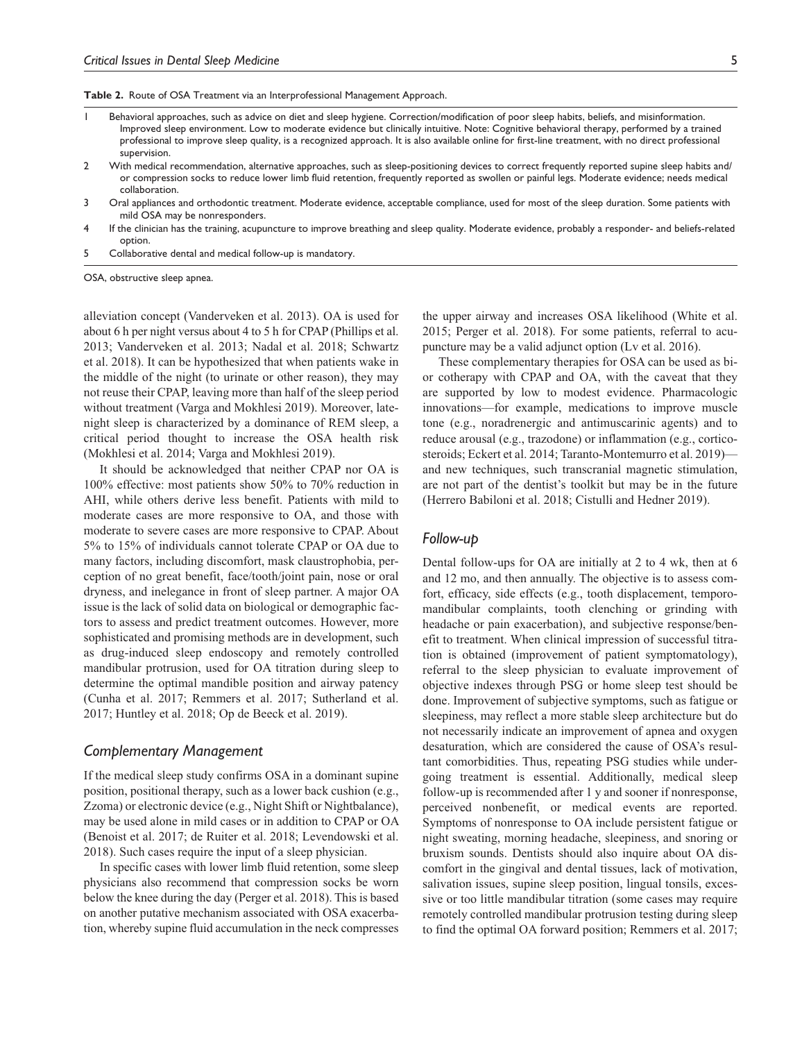**Table 2.** Route of OSA Treatment via an Interprofessional Management Approach.

| | |
|---|---|
| 1 | Behavioral approaches, such as advice on diet and sleep hygiene. Correction/modification of poor sleep habits, beliefs, and misinformation. Improved sleep environment. Low to moderate evidence but clinically intuitive. Note: Cognitive behavioral therapy, performed by a trained professional to improve sleep quality, is a recognized approach. It is also available online for first-line treatment, with no direct professional supervision. |
| 2 | With medical recommendation, alternative approaches, such as sleep-positioning devices to correct frequently reported supine sleep habits and/or compression socks to reduce lower limb fluid retention, frequently reported as swollen or painful legs. Moderate evidence; needs medical collaboration. |
| 3 | Oral appliances and orthodontic treatment. Moderate evidence, acceptable compliance, used for most of the sleep duration. Some patients with mild OSA may be nonresponders. |
| 4 | If the clinician has the training, acupuncture to improve breathing and sleep quality. Moderate evidence, probably a responder- and beliefs-related option. |
| 5 | Collaborative dental and medical follow-up is mandatory. |

OSA, obstructive sleep apnea.

alleviation concept (Vanderveken et al. 2013). OA is used for about 6 h per night versus about 4 to 5 h for CPAP (Phillips et al. 2013; Vanderveken et al. 2013; Nadal et al. 2018; Schwartz et al. 2018). It can be hypothesized that when patients wake in the middle of the night (to urinate or other reason), they may not reuse their CPAP, leaving more than half of the sleep period without treatment (Varga and Mokhlesi 2019). Moreover, late-night sleep is characterized by a dominance of REM sleep, a critical period thought to increase the OSA health risk (Mokhlesi et al. 2014; Varga and Mokhlesi 2019).

It should be acknowledged that neither CPAP nor OA is 100% effective: most patients show 50% to 70% reduction in AHI, while others derive less benefit. Patients with mild to moderate cases are more responsive to OA, and those with moderate to severe cases are more responsive to CPAP. About 5% to 15% of individuals cannot tolerate CPAP or OA due to many factors, including discomfort, mask claustrophobia, perception of no great benefit, face/tooth/joint pain, nose or oral dryness, and inelegance in front of sleep partner. A major OA issue is the lack of solid data on biological or demographic factors to assess and predict treatment outcomes. However, more sophisticated and promising methods are in development, such as drug-induced sleep endoscopy and remotely controlled mandibular protrusion, used for OA titration during sleep to determine the optimal mandible position and airway patency (Cunha et al. 2017; Remmers et al. 2017; Sutherland et al. 2017; Huntley et al. 2018; Op de Beeck et al. 2019).

## Complementary Management

If the medical sleep study confirms OSA in a dominant supine position, positional therapy, such as a lower back cushion (e.g., Zzoma) or electronic device (e.g., Night Shift or Nightbalance), may be used alone in mild cases or in addition to CPAP or OA (Benoist et al. 2017; de Ruiter et al. 2018; Levendowski et al. 2018). Such cases require the input of a sleep physician.

In specific cases with lower limb fluid retention, some sleep physicians also recommend that compression socks be worn below the knee during the day (Perger et al. 2018). This is based on another putative mechanism associated with OSA exacerbation, whereby supine fluid accumulation in the neck compresses the upper airway and increases OSA likelihood (White et al. 2015; Perger et al. 2018). For some patients, referral to acupuncture may be a valid adjunct option (Lv et al. 2016).

These complementary therapies for OSA can be used as bi- or cotherapy with CPAP and OA, with the caveat that they are supported by low to modest evidence. Pharmacologic innovations—for example, medications to improve muscle tone (e.g., noradrenergic and antimuscarinic agents) and to reduce arousal (e.g., trazodone) or inflammation (e.g., corticosteroids; Eckert et al. 2014; Taranto-Montemurro et al. 2019)—and new techniques, such transcranial magnetic stimulation, are not part of the dentist's toolkit but may be in the future (Herrero Babiloni et al. 2018; Cistulli and Hedner 2019).

## Follow-up

Dental follow-ups for OA are initially at 2 to 4 wk, then at 6 and 12 mo, and then annually. The objective is to assess comfort, efficacy, side effects (e.g., tooth displacement, temporomandibular complaints, tooth clenching or grinding with headache or pain exacerbation), and subjective response/benefit to treatment. When clinical impression of successful titration is obtained (improvement of patient symptomatology), referral to the sleep physician to evaluate improvement of objective indexes through PSG or home sleep test should be done. Improvement of subjective symptoms, such as fatigue or sleepiness, may reflect a more stable sleep architecture but do not necessarily indicate an improvement of apnea and oxygen desaturation, which are considered the cause of OSA's resultant comorbidities. Thus, repeating PSG studies while undergoing treatment is essential. Additionally, medical sleep follow-up is recommended after 1 y and sooner if nonresponse, perceived nonbenefit, or medical events are reported. Symptoms of nonresponse to OA include persistent fatigue or night sweating, morning headache, sleepiness, and snoring or bruxism sounds. Dentists should also inquire about OA discomfort in the gingival and dental tissues, lack of motivation, salivation issues, supine sleep position, lingual tonsils, excessive or too little mandibular titration (some cases may require remotely controlled mandibular protrusion testing during sleep to find the optimal OA forward position; Remmers et al. 2017;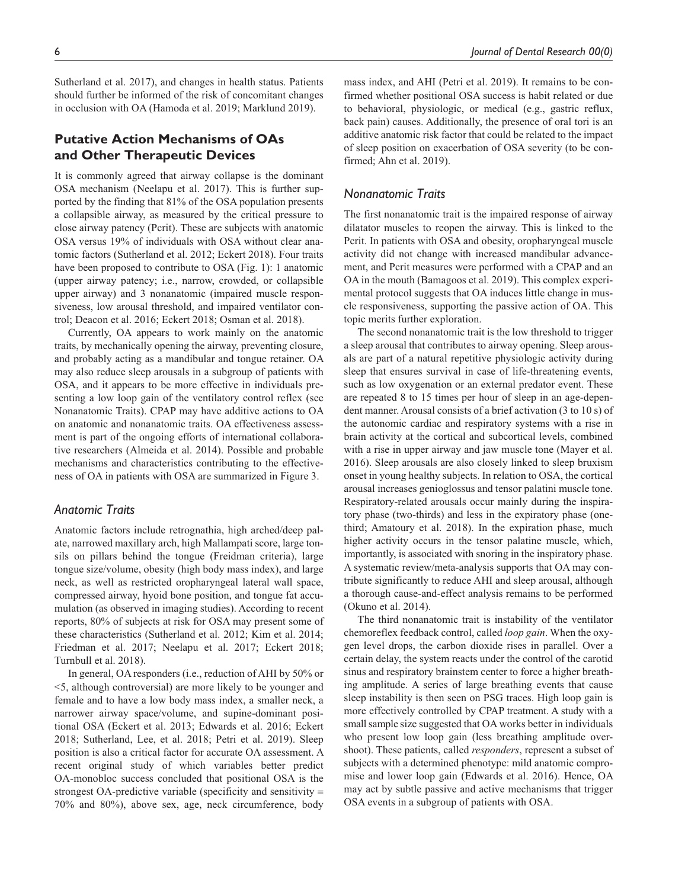Sutherland et al. 2017), and changes in health status. Patients should further be informed of the risk of concomitant changes in occlusion with OA (Hamoda et al. 2019; Marklund 2019).

## Putative Action Mechanisms of OAs and Other Therapeutic Devices

It is commonly agreed that airway collapse is the dominant OSA mechanism (Neelapu et al. 2017). This is further supported by the finding that 81% of the OSA population presents a collapsible airway, as measured by the critical pressure to close airway patency (Pcrit). These are subjects with anatomic OSA versus 19% of individuals with OSA without clear anatomic factors (Sutherland et al. 2012; Eckert 2018). Four traits have been proposed to contribute to OSA (Fig. 1): 1 anatomic (upper airway patency; i.e., narrow, crowded, or collapsible upper airway) and 3 nonanatomic (impaired muscle responsiveness, low arousal threshold, and impaired ventilator control; Deacon et al. 2016; Eckert 2018; Osman et al. 2018).

Currently, OA appears to work mainly on the anatomic traits, by mechanically opening the airway, preventing closure, and probably acting as a mandibular and tongue retainer. OA may also reduce sleep arousals in a subgroup of patients with OSA, and it appears to be more effective in individuals presenting a low loop gain of the ventilatory control reflex (see Nonanatomic Traits). CPAP may have additive actions to OA on anatomic and nonanatomic traits. OA effectiveness assessment is part of the ongoing efforts of international collaborative researchers (Almeida et al. 2014). Possible and probable mechanisms and characteristics contributing to the effectiveness of OA in patients with OSA are summarized in Figure 3.

### *Anatomic Traits*

Anatomic factors include retrognathia, high arched/deep palate, narrowed maxillary arch, high Mallampati score, large tonsils on pillars behind the tongue (Freidman criteria), large tongue size/volume, obesity (high body mass index), and large neck, as well as restricted oropharyngeal lateral wall space, compressed airway, hyoid bone position, and tongue fat accumulation (as observed in imaging studies). According to recent reports, 80% of subjects at risk for OSA may present some of these characteristics (Sutherland et al. 2012; Kim et al. 2014; Friedman et al. 2017; Neelapu et al. 2017; Eckert 2018; Turnbull et al. 2018).

In general, OA responders (i.e., reduction of AHI by 50% or <5, although controversial) are more likely to be younger and female and to have a low body mass index, a smaller neck, a narrower airway space/volume, and supine-dominant positional OSA (Eckert et al. 2013; Edwards et al. 2016; Eckert 2018; Sutherland, Lee, et al. 2018; Petri et al. 2019). Sleep position is also a critical factor for accurate OA assessment. A recent original study of which variables better predict OA-monobloc success concluded that positional OSA is the strongest OA-predictive variable (specificity and sensitivity = 70% and 80%), above sex, age, neck circumference, body mass index, and AHI (Petri et al. 2019). It remains to be confirmed whether positional OSA success is habit related or due to behavioral, physiologic, or medical (e.g., gastric reflux, back pain) causes. Additionally, the presence of oral tori is an additive anatomic risk factor that could be related to the impact of sleep position on exacerbation of OSA severity (to be confirmed; Ahn et al. 2019).

### *Nonanatomic Traits*

The first nonanatomic trait is the impaired response of airway dilatator muscles to reopen the airway. This is linked to the Pcrit. In patients with OSA and obesity, oropharyngeal muscle activity did not change with increased mandibular advancement, and Pcrit measures were performed with a CPAP and an OA in the mouth (Bamagoos et al. 2019). This complex experimental protocol suggests that OA induces little change in muscle responsiveness, supporting the passive action of OA. This topic merits further exploration.

The second nonanatomic trait is the low threshold to trigger a sleep arousal that contributes to airway opening. Sleep arousals are part of a natural repetitive physiologic activity during sleep that ensures survival in case of life-threatening events, such as low oxygenation or an external predator event. These are repeated 8 to 15 times per hour of sleep in an age-dependent manner. Arousal consists of a brief activation (3 to 10 s) of the autonomic cardiac and respiratory systems with a rise in brain activity at the cortical and subcortical levels, combined with a rise in upper airway and jaw muscle tone (Mayer et al. 2016). Sleep arousals are also closely linked to sleep bruxism onset in young healthy subjects. In relation to OSA, the cortical arousal increases genioglossus and tensor palatini muscle tone. Respiratory-related arousals occur mainly during the inspiratory phase (two-thirds) and less in the expiratory phase (one-third; Amatoury et al. 2018). In the expiration phase, much higher activity occurs in the tensor palatine muscle, which, importantly, is associated with snoring in the inspiratory phase. A systematic review/meta-analysis supports that OA may contribute significantly to reduce AHI and sleep arousal, although a thorough cause-and-effect analysis remains to be performed (Okuno et al. 2014).

The third nonanatomic trait is instability of the ventilator chemoreflex feedback control, called *loop gain*. When the oxygen level drops, the carbon dioxide rises in parallel. Over a certain delay, the system reacts under the control of the carotid sinus and respiratory brainstem center to force a higher breathing amplitude. A series of large breathing events that cause sleep instability is then seen on PSG traces. High loop gain is more effectively controlled by CPAP treatment. A study with a small sample size suggested that OA works better in individuals who present low loop gain (less breathing amplitude overshoot). These patients, called *responders*, represent a subset of subjects with a determined phenotype: mild anatomic compromise and lower loop gain (Edwards et al. 2016). Hence, OA may act by subtle passive and active mechanisms that trigger OSA events in a subgroup of patients with OSA.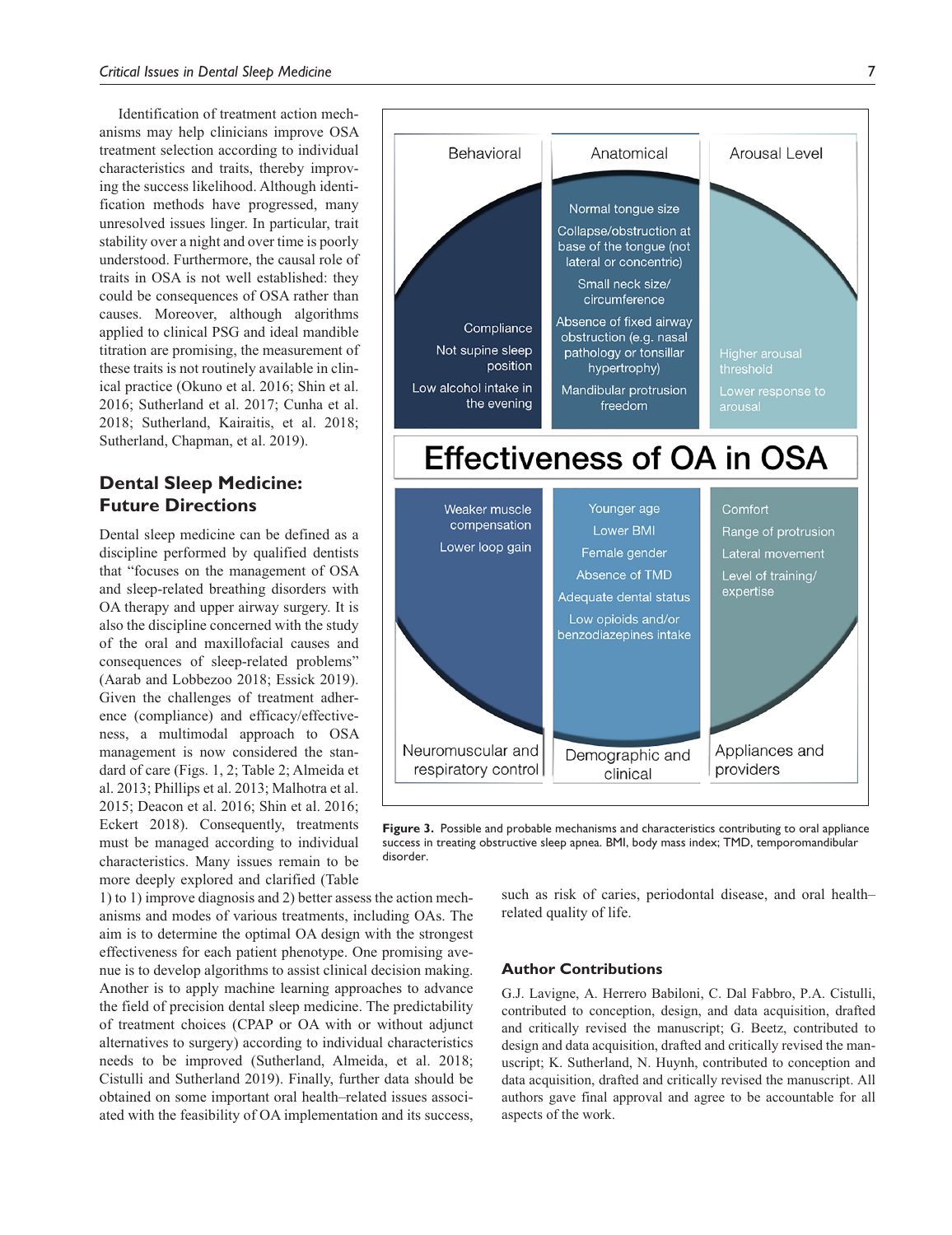Identification of treatment action mechanisms may help clinicians improve OSA treatment selection according to individual characteristics and traits, thereby improving the success likelihood. Although identification methods have progressed, many unresolved issues linger. In particular, trait stability over a night and over time is poorly understood. Furthermore, the causal role of traits in OSA is not well established: they could be consequences of OSA rather than causes. Moreover, although algorithms applied to clinical PSG and ideal mandible titration are promising, the measurement of these traits is not routinely available in clinical practice (Okuno et al. 2016; Shin et al. 2016; Sutherland et al. 2017; Cunha et al. 2018; Sutherland, Kairaitis, et al. 2018; Sutherland, Chapman, et al. 2019).

## Dental Sleep Medicine: Future Directions

Dental sleep medicine can be defined as a discipline performed by qualified dentists that "focuses on the management of OSA and sleep-related breathing disorders with OA therapy and upper airway surgery. It is also the discipline concerned with the study of the oral and maxillofacial causes and consequences of sleep-related problems" (Aarab and Lobbezoo 2018; Essick 2019). Given the challenges of treatment adherence (compliance) and efficacy/effectiveness, a multimodal approach to OSA management is now considered the standard of care (Figs. 1, 2; Table 2; Almeida et al. 2013; Phillips et al. 2013; Malhotra et al. 2015; Deacon et al. 2016; Shin et al. 2016; Eckert 2018). Consequently, treatments must be managed according to individual characteristics. Many issues remain to be more deeply explored and clarified (Table 1) to 1) improve diagnosis and 2) better assess the action mechanisms and modes of various treatments, including OAs. The aim is to determine the optimal OA design with the strongest effectiveness for each patient phenotype. One promising avenue is to develop algorithms to assist clinical decision making. Another is to apply machine learning approaches to advance the field of precision dental sleep medicine. The predictability of treatment choices (CPAP or OA with or without adjunct alternatives to surgery) according to individual characteristics needs to be improved (Sutherland, Almeida, et al. 2018; Cistulli and Sutherland 2019). Finally, further data should be obtained on some important oral health–related issues associated with the feasibility of OA implementation and its success, such as risk of caries, periodontal disease, and oral health–related quality of life.

| Behavioral | Anatomical | Arousal Level |
|---|---|---|
| Compliance<br>Not supine sleep position<br>Low alcohol intake in the evening | Normal tongue size<br>Collapse/obstruction at base of the tongue (not lateral or concentric)<br>Small neck size/circumference<br>Absence of fixed airway obstruction (e.g. nasal pathology or tonsillar hypertrophy)<br>Mandibular protrusion freedom | Higher arousal threshold<br>Lower response to arousal |

**Effectiveness of OA in OSA**

| Neuromuscular and respiratory control | Demographic and clinical | Appliances and providers |
|---|---|---|
| Weaker muscle compensation<br>Lower loop gain | Younger age<br>Lower BMI<br>Female gender<br>Absence of TMD<br>Adequate dental status<br>Low opioids and/or benzodiazepines intake | Comfort<br>Range of protrusion<br>Lateral movement<br>Level of training/expertise |

**Figure 3.** Possible and probable mechanisms and characteristics contributing to oral appliance success in treating obstructive sleep apnea. BMI, body mass index; TMD, temporomandibular disorder.

### Author Contributions

G.J. Lavigne, A. Herrero Babiloni, C. Dal Fabbro, P.A. Cistulli, contributed to conception, design, and data acquisition, drafted and critically revised the manuscript; G. Beetz, contributed to design and data acquisition, drafted and critically revised the manuscript; K. Sutherland, N. Huynh, contributed to conception and data acquisition, drafted and critically revised the manuscript. All authors gave final approval and agree to be accountable for all aspects of the work.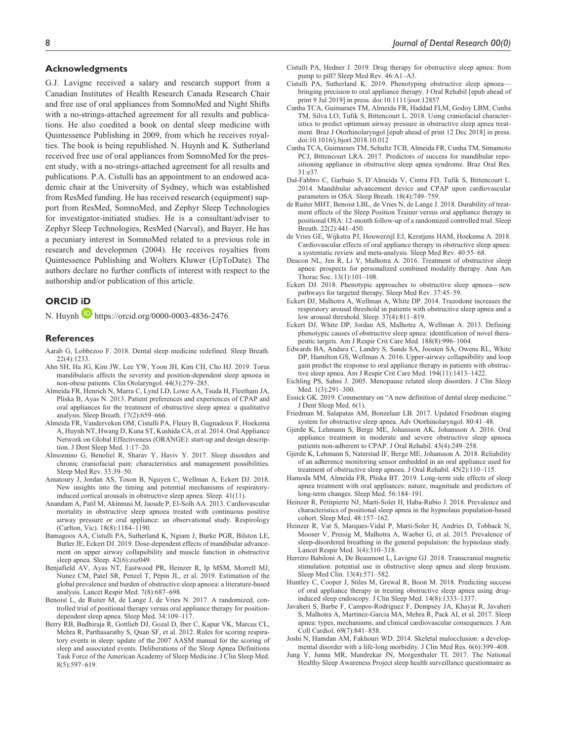## Acknowledgments

G.J. Lavigne received a salary and research support from a Canadian Institutes of Health Research Canada Research Chair and free use of oral appliances from SomnoMed and Night Shifts with a no-strings-attached agreement for all results and publications. He also coedited a book on dental sleep medicine with Quintessence Publishing in 2009, from which he receives royalties. The book is being republished. N. Huynh and K. Sutherland received free use of oral appliances from SomnoMed for the present study, with a no-strings-attached agreement for all results and publications. P.A. Cistulli has an appointment to an endowed academic chair at the University of Sydney, which was established from ResMed funding. He has received research (equipment) support from ResMed, SomnoMed, and Zephyr Sleep Technologies for investigator-initiated studies. He is a consultant/adviser to Zephyr Sleep Technologies, ResMed (Narval), and Bayer. He has a pecuniary interest in SomnoMed related to a previous role in research and developmen (2004). He receives royalties from Quintessence Publishing and Wolters Kluwer (UpToDate). The authors declare no further conflicts of interest with respect to the authorship and/or publication of this article.

## ORCID iD

N. Huynh https://orcid.org/0000-0003-4836-2476

## References

Aarab G, Lobbezoo F. 2018. Dental sleep medicine redefined. Sleep Breath. 22(4):1233.

Ahn SH, Ha JG, Kim JW, Lee YW, Yoon JH, Kim CH, Cho HJ. 2019. Torus mandibularis affects the severity and position-dependent sleep apnoea in non-obese patients. Clin Otolaryngol. 44(3):279–285.

Almeida FR, Henrich N, Marra C, Lynd LD, Lowe AA, Tsuda H, Fleetham JA, Pliska B, Ayas N. 2013. Patient preferences and experiences of CPAP and oral appliances for the treatment of obstructive sleep apnea: a qualitative analysis. Sleep Breath. 17(2):659–666.

Almeida FR, Vanderveken OM, Cistulli PA, Fleury B, Gagnadoux F, Hoekema A, Huynh NT, Hwang D, Kuna ST, Kushida CA, et al. 2014. Oral Appliance Network on Global Effectiveness (ORANGE): start-up and design description. J Dent Sleep Med. 1:17–20.

Almoznino G, Benoliel R, Sharav Y, Haviv Y. 2017. Sleep disorders and chronic craniofacial pain: characteristics and management possibilities. Sleep Med Rev. 33:39–50.

Amatoury J, Jordan AS, Toson B, Nguyen C, Wellman A, Eckert DJ. 2018. New insights into the timing and potential mechanisms of respiratory-induced cortical arousals in obstructive sleep apnea. Sleep. 41(11).

Anandam A, Patil M, Akinnusi M, Jaoude P, El-Solh AA. 2013. Cardiovascular mortality in obstructive sleep apnoea treated with continuous positive airway pressure or oral appliance: an observational study. Respirology (Carlton, Vic). 18(8):1184–1190.

Bamagoos AA, Cistulli PA, Sutherland K, Ngiam J, Burke PGR, Bilston LE, Butler JE, Eckert DJ. 2019. Dose-dependent effects of mandibular advancement on upper airway collapsibility and muscle function in obstructive sleep apnea. Sleep. 42(6):zsz049.

Benjafield AV, Ayas NT, Eastwood PR, Heinzer R, Ip MSM, Morrell MJ, Nunez CM, Patel SR, Penzel T, Pépin JL, et al. 2019. Estimation of the global prevalence and burden of obstructive sleep apnoea: a literature-based analysis. Lancet Respir Med. 7(8):687–698.

Benoist L, de Ruiter M, de Lange J, de Vries N. 2017. A randomized, controlled trial of positional therapy versus oral appliance therapy for position-dependent sleep apnea. Sleep Med. 34:109–117.

Berry RB, Budhiraja R, Gottlieb DJ, Gozal D, Iber C, Kapur VK, Marcus CL, Mehra R, Parthasarathy S, Quan SF, et al. 2012. Rules for scoring respiratory events in sleep: update of the 2007 AASM manual for the scoring of sleep and associated events. Deliberations of the Sleep Apnea Definitions Task Force of the American Academy of Sleep Medicine. J Clin Sleep Med. 8(5):597–619.

Cistulli PA, Hedner J. 2019. Drug therapy for obstructive sleep apnea: from pump to pill? Sleep Med Rev. 46:A1–A3.

Cistulli PA, Sutherland K. 2019. Phenotyping obstructive sleep apnoea—bringing precision to oral appliance therapy. J Oral Rehabil [epub ahead of print 9 Jul 2019] in press. doi:10.1111/joor.12857

Cunha TCA, Guimaraes TM, Almeida FR, Haddad FLM, Godoy LBM, Cunha TM, Silva LO, Tufik S, Bittencourt L. 2018. Using craniofacial characteristics to predict optimum airway pressure in obstructive sleep apnea treatment. Braz J Otorhinolaryngol [epub ahead of print 12 Dec 2018] in press. doi:10.1016/j.bjorl.2018.10.012

Cunha TCA, Guimaraes TM, Schultz TCB, Almeida FR, Cunha TM, Simamoto PCJ, Bittencourt LRA. 2017. Predictors of success for mandibular repositioning appliance in obstructive sleep apnea syndrome. Braz Oral Res. 31:e37.

Dal-Fabbro C, Garbuio S, D'Almeida V, Cintra FD, Tufik S, Bittencourt L. 2014. Mandibular advancement device and CPAP upon cardiovascular parameters in OSA. Sleep Breath. 18(4):749–759.

de Ruiter MHT, Benoist LBL, de Vries N, de Lange J. 2018. Durability of treatment effects of the Sleep Position Trainer versus oral appliance therapy in positional OSA: 12-month follow-up of a randomized controlled trial. Sleep Breath. 22(2):441–450.

de Vries GE, Wijkstra PJ, Houwerzijl EJ, Kerstjens HAM, Hoekema A. 2018. Cardiovascular effects of oral appliance therapy in obstructive sleep apnea: a systematic review and meta-analysis. Sleep Med Rev. 40:55–68.

Deacon NL, Jen R, Li Y, Malhotra A. 2016. Treatment of obstructive sleep apnea: prospects for personalized combined modality therapy. Ann Am Thorac Soc. 13(1):101–108.

Eckert DJ. 2018. Phenotypic approaches to obstructive sleep apnoea—new pathways for targeted therapy. Sleep Med Rev. 37:45–59.

Eckert DJ, Malhotra A, Wellman A, White DP. 2014. Trazodone increases the respiratory arousal threshold in patients with obstructive sleep apnea and a low arousal threshold. Sleep. 37(4):811–819.

Eckert DJ, White DP, Jordan AS, Malhotra A, Wellman A. 2013. Defining phenotypic causes of obstructive sleep apnea: identification of novel therapeutic targets. Am J Respir Crit Care Med. 188(8):996–1004.

Edwards BA, Andara C, Landry S, Sands SA, Joosten SA, Owens RL, White DP, Hamilton GS, Wellman A. 2016. Upper-airway collapsibility and loop gain predict the response to oral appliance therapy in patients with obstructive sleep apnea. Am J Respir Crit Care Med. 194(11):1413–1422.

Eichling PS, Sahni J. 2005. Menopause related sleep disorders. J Clin Sleep Med. 1(3):291–300.

Essick GK. 2019. Commentary on "A new definition of dental sleep medicine." J Dent Sleep Med. 6(1).

Friedman M, Salapatas AM, Bonzelaar LB. 2017. Updated Friedman staging system for obstructive sleep apnea. Adv Otorhinolaryngol. 80:41–48.

Gjerde K, Lehmann S, Berge ME, Johansson AK, Johansson A. 2016. Oral appliance treatment in moderate and severe obstructive sleep apnoea patients non-adherent to CPAP. J Oral Rehabil. 43(4):249–258.

Gjerde K, Lehmann S, Naterstad IF, Berge ME, Johansson A. 2018. Reliability of an adherence monitoring sensor embedded in an oral appliance used for treatment of obstructive sleep apnoea. J Oral Rehabil. 45(2):110–115.

Hamoda MM, Almeida FR, Pliska BT. 2019. Long-term side effects of sleep apnea treatment with oral appliances: nature, magnitude and predictors of long-term changes. Sleep Med. 56:184–191.

Heinzer R, Petitpierre NJ, Marti-Soler H, Haba-Rubio J. 2018. Prevalence and characteristics of positional sleep apnea in the hypnolaus population-based cohort. Sleep Med. 48:157–162.

Heinzer R, Vat S, Marques-Vidal P, Marti-Soler H, Andries D, Tobback N, Mooser V, Preisig M, Malhotra A, Waeber G, et al. 2015. Prevalence of sleep-disordered breathing in the general population: the hypnolaus study. Lancet Respir Med. 3(4):310–318.

Herrero Babiloni A, De Beaumont L, Lavigne GJ. 2018. Transcranial magnetic stimulation: potential use in obstructive sleep apnea and sleep bruxism. Sleep Med Clin. 13(4):571–582.

Huntley C, Cooper J, Stiles M, Grewal R, Boon M. 2018. Predicting success of oral appliance therapy in treating obstructive sleep apnea using drug-induced sleep endoscopy. J Clin Sleep Med. 14(8):1333–1337.

Javaheri S, Barbe F, Campos-Rodriguez F, Dempsey JA, Khayat R, Javaheri S, Malhotra A, Martinez-Garcia MA, Mehra R, Pack AI, et al. 2017. Sleep apnea: types, mechanisms, and clinical cardiovascular consequences. J Am Coll Cardiol. 69(7):841–858.

Joshi N, Hamdan AM, Fakhouri WD. 2014. Skeletal malocclusion: a developmental disorder with a life-long morbidity. J Clin Med Res. 6(6):399–408.

Jung Y, Junna MR, Mandrekar JN, Morgenthaler TI. 2017. The National Healthy Sleep Awareness Project sleep health surveillance questionnaire as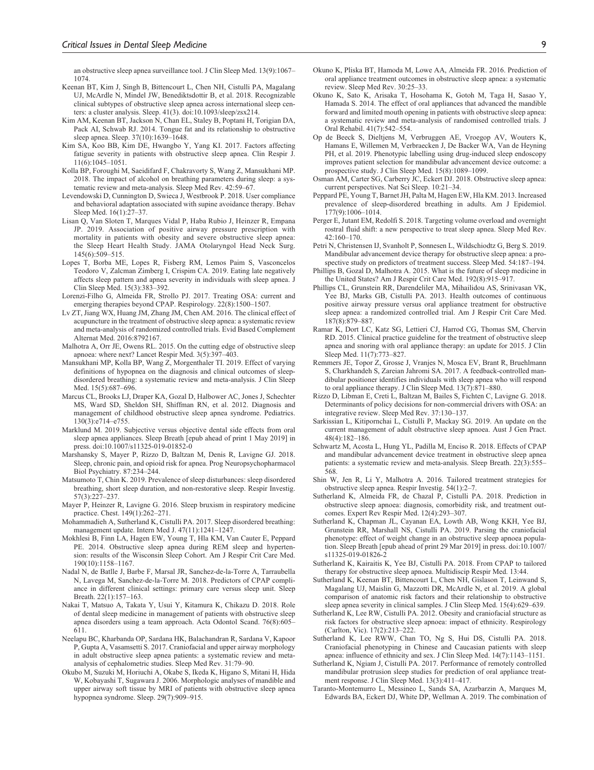an obstructive sleep apnea surveillance tool. J Clin Sleep Med. 13(9):1067–1074.

Keenan BT, Kim J, Singh B, Bittencourt L, Chen NH, Cistulli PA, Magalang UJ, McArdle N, Mindel JW, Benediktsdottir B, et al. 2018. Recognizable clinical subtypes of obstructive sleep apnea across international sleep centers: a cluster analysis. Sleep. 41(3). doi:10.1093/sleep/zsx214.

Kim AM, Keenan BT, Jackson N, Chan EL, Staley B, Poptani H, Torigian DA, Pack AI, Schwab RJ. 2014. Tongue fat and its relationship to obstructive sleep apnea. Sleep. 37(10):1639–1648.

Kim SA, Koo BB, Kim DE, Hwangbo Y, Yang KI. 2017. Factors affecting fatigue severity in patients with obstructive sleep apnea. Clin Respir J. 11(6):1045–1051.

Kolla BP, Foroughi M, Saeidifard F, Chakravorty S, Wang Z, Mansukhani MP. 2018. The impact of alcohol on breathing parameters during sleep: a systematic review and meta-analysis. Sleep Med Rev. 42:59–67.

Levendowski D, Cunnington D, Swieca J, Westbrook P. 2018. User compliance and behavioral adaptation associated with supine avoidance therapy. Behav Sleep Med. 16(1):27–37.

Lisan Q, Van Sloten T, Marques Vidal P, Haba Rubio J, Heinzer R, Empana JP. 2019. Association of positive airway pressure prescription with mortality in patients with obesity and severe obstructive sleep apnea: the Sleep Heart Health Study. JAMA Otolaryngol Head Neck Surg. 145(6):509–515.

Lopes T, Borba ME, Lopes R, Fisberg RM, Lemos Paim S, Vasconcelos Teodoro V, Zalcman Zimberg I, Crispim CA. 2019. Eating late negatively affects sleep pattern and apnea severity in individuals with sleep apnea. J Clin Sleep Med. 15(3):383–392.

Lorenzi-Filho G, Almeida FR, Strollo PJ. 2017. Treating OSA: current and emerging therapies beyond CPAP. Respirology. 22(8):1500–1507.

Lv ZT, Jiang WX, Huang JM, Zhang JM, Chen AM. 2016. The clinical effect of acupuncture in the treatment of obstructive sleep apnea: a systematic review and meta-analysis of randomized controlled trials. Evid Based Complement Alternat Med. 2016:8792167.

Malhotra A, Orr JE, Owens RL. 2015. On the cutting edge of obstructive sleep apnoea: where next? Lancet Respir Med. 3(5):397–403.

Mansukhani MP, Kolla BP, Wang Z, Morgenthaler TI. 2019. Effect of varying definitions of hypopnea on the diagnosis and clinical outcomes of sleep-disordered breathing: a systematic review and meta-analysis. J Clin Sleep Med. 15(5):687–696.

Marcus CL, Brooks LJ, Draper KA, Gozal D, Halbower AC, Jones J, Schechter MS, Ward SD, Sheldon SH, Shiffman RN, et al. 2012. Diagnosis and management of childhood obstructive sleep apnea syndrome. Pediatrics. 130(3):e714–e755.

Marklund M. 2019. Subjective versus objective dental side effects from oral sleep apnea appliances. Sleep Breath [epub ahead of print 1 May 2019] in press. doi:10.1007/s11325-019-01852-0

Marshansky S, Mayer P, Rizzo D, Baltzan M, Denis R, Lavigne GJ. 2018. Sleep, chronic pain, and opioid risk for apnea. Prog Neuropsychopharmacol Biol Psychiatry. 87:234–244.

Matsumoto T, Chin K. 2019. Prevalence of sleep disturbances: sleep disordered breathing, short sleep duration, and non-restorative sleep. Respir Investig. 57(3):227–237.

Mayer P, Heinzer R, Lavigne G. 2016. Sleep bruxism in respiratory medicine practice. Chest. 149(1):262–271.

Mohammadieh A, Sutherland K, Cistulli PA. 2017. Sleep disordered breathing: management update. Intern Med J. 47(11):1241–1247.

Mokhlesi B, Finn LA, Hagen EW, Young T, Hla KM, Van Cauter E, Peppard PE. 2014. Obstructive sleep apnea during REM sleep and hypertension: results of the Wisconsin Sleep Cohort. Am J Respir Crit Care Med. 190(10):1158–1167.

Nadal N, de Batlle J, Barbe F, Marsal JR, Sanchez-de-la-Torre A, Tarraubella N, Lavega M, Sanchez-de-la-Torre M. 2018. Predictors of CPAP compliance in different clinical settings: primary care versus sleep unit. Sleep Breath. 22(1):157–163.

Nakai T, Matsuo A, Takata Y, Usui Y, Kitamura K, Chikazu D. 2018. Role of dental sleep medicine in management of patients with obstructive sleep apnea disorders using a team approach. Acta Odontol Scand. 76(8):605–611.

Neelapu BC, Kharbanda OP, Sardana HK, Balachandran R, Sardana V, Kapoor P, Gupta A, Vasamsetti S. 2017. Craniofacial and upper airway morphology in adult obstructive sleep apnea patients: a systematic review and meta-analysis of cephalometric studies. Sleep Med Rev. 31:79–90.

Okubo M, Suzuki M, Horiuchi A, Okabe S, Ikeda K, Higano S, Mitani H, Hida W, Kobayashi T, Sugawara J. 2006. Morphologic analyses of mandible and upper airway soft tissue by MRI of patients with obstructive sleep apnea hypopnea syndrome. Sleep. 29(7):909–915.

Okuno K, Pliska BT, Hamoda M, Lowe AA, Almeida FR. 2016. Prediction of oral appliance treatment outcomes in obstructive sleep apnea: a systematic review. Sleep Med Rev. 30:25–33.

Okuno K, Sato K, Arisaka T, Hosohama K, Gotoh M, Taga H, Sasao Y, Hamada S. 2014. The effect of oral appliances that advanced the mandible forward and limited mouth opening in patients with obstructive sleep apnea: a systematic review and meta-analysis of randomised controlled trials. J Oral Rehabil. 41(7):542–554.

Op de Beeck S, Dieltjens M, Verbruggen AE, Vroegop AV, Wouters K, Hamans E, Willemen M, Verbraecken J, De Backer WA, Van de Heyning PH, et al. 2019. Phenotypic labelling using drug-induced sleep endoscopy improves patient selection for mandibular advancement device outcome: a prospective study. J Clin Sleep Med. 15(8):1089–1099.

Osman AM, Carter SG, Carberry JC, Eckert DJ. 2018. Obstructive sleep apnea: current perspectives. Nat Sci Sleep. 10:21–34.

Peppard PE, Young T, Barnet JH, Palta M, Hagen EW, Hla KM. 2013. Increased prevalence of sleep-disordered breathing in adults. Am J Epidemiol. 177(9):1006–1014.

Perger E, Jutant EM, Redolfi S. 2018. Targeting volume overload and overnight rostral fluid shift: a new perspective to treat sleep apnea. Sleep Med Rev. 42:160–170.

Petri N, Christensen IJ, Svanholt P, Sonnesen L, Wildschiodtz G, Berg S. 2019. Mandibular advancement device therapy for obstructive sleep apnea: a prospective study on predictors of treatment success. Sleep Med. 54:187–194.

Phillips B, Gozal D, Malhotra A. 2015. What is the future of sleep medicine in the United States? Am J Respir Crit Care Med. 192(8):915–917.

Phillips CL, Grunstein RR, Darendeliler MA, Mihailidou AS, Srinivasan VK, Yee BJ, Marks GB, Cistulli PA. 2013. Health outcomes of continuous positive airway pressure versus oral appliance treatment for obstructive sleep apnea: a randomized controlled trial. Am J Respir Crit Care Med. 187(8):879–887.

Ramar K, Dort LC, Katz SG, Lettieri CJ, Harrod CG, Thomas SM, Chervin RD. 2015. Clinical practice guideline for the treatment of obstructive sleep apnea and snoring with oral appliance therapy: an update for 2015. J Clin Sleep Med. 11(7):773–827.

Remmers JE, Topor Z, Grosse J, Vranjes N, Mosca EV, Brant R, Bruehlmann S, Charkhandeh S, Zareian Jahromi SA. 2017. A feedback-controlled mandibular positioner identifies individuals with sleep apnea who will respond to oral appliance therapy. J Clin Sleep Med. 13(7):871–880.

Rizzo D, Libman E, Creti L, Baltzan M, Bailes S, Fichten C, Lavigne G. 2018. Determinants of policy decisions for non-commercial drivers with OSA: an integrative review. Sleep Med Rev. 37:130–137.

Sarkissian L, Kitipornchai L, Cistulli P, Mackay SG. 2019. An update on the current management of adult obstructive sleep apnoea. Aust J Gen Pract. 48(4):182–186.

Schwartz M, Acosta L, Hung YL, Padilla M, Enciso R. 2018. Effects of CPAP and mandibular advancement device treatment in obstructive sleep apnea patients: a systematic review and meta-analysis. Sleep Breath. 22(3):555–568.

Shin W, Jen R, Li Y, Malhotra A. 2016. Tailored treatment strategies for obstructive sleep apnea. Respir Investig. 54(1):2–7.

Sutherland K, Almeida FR, de Chazal P, Cistulli PA. 2018. Prediction in obstructive sleep apnoea: diagnosis, comorbidity risk, and treatment outcomes. Expert Rev Respir Med. 12(4):293–307.

Sutherland K, Chapman JL, Cayanan EA, Lowth AB, Wong KKH, Yee BJ, Grunstein RR, Marshall NS, Cistulli PA. 2019. Parsing the craniofacial phenotype: effect of weight change in an obstructive sleep apnoea population. Sleep Breath [epub ahead of print 29 Mar 2019] in press. doi:10.1007/s11325-019-01826-2

Sutherland K, Kairaitis K, Yee BJ, Cistulli PA. 2018. From CPAP to tailored therapy for obstructive sleep apnoea. Multidiscip Respir Med. 13:44.

Sutherland K, Keenan BT, Bittencourt L, Chen NH, Gislason T, Leinwand S, Magalang UJ, Maislin G, Mazzotti DR, McArdle N, et al. 2019. A global comparison of anatomic risk factors and their relationship to obstructive sleep apnea severity in clinical samples. J Clin Sleep Med. 15(4):629–639.

Sutherland K, Lee RW, Cistulli PA. 2012. Obesity and craniofacial structure as risk factors for obstructive sleep apnoea: impact of ethnicity. Respirology (Carlton, Vic). 17(2):213–222.

Sutherland K, Lee RWW, Chan TO, Ng S, Hui DS, Cistulli PA. 2018. Craniofacial phenotyping in Chinese and Caucasian patients with sleep apnea: influence of ethnicity and sex. J Clin Sleep Med. 14(7):1143–1151.

Sutherland K, Ngiam J, Cistulli PA. 2017. Performance of remotely controlled mandibular protrusion sleep studies for prediction of oral appliance treatment response. J Clin Sleep Med. 13(3):411–417.

Taranto-Montemurro L, Messineo L, Sands SA, Azarbarzin A, Marques M, Edwards BA, Eckert DJ, White DP, Wellman A. 2019. The combination of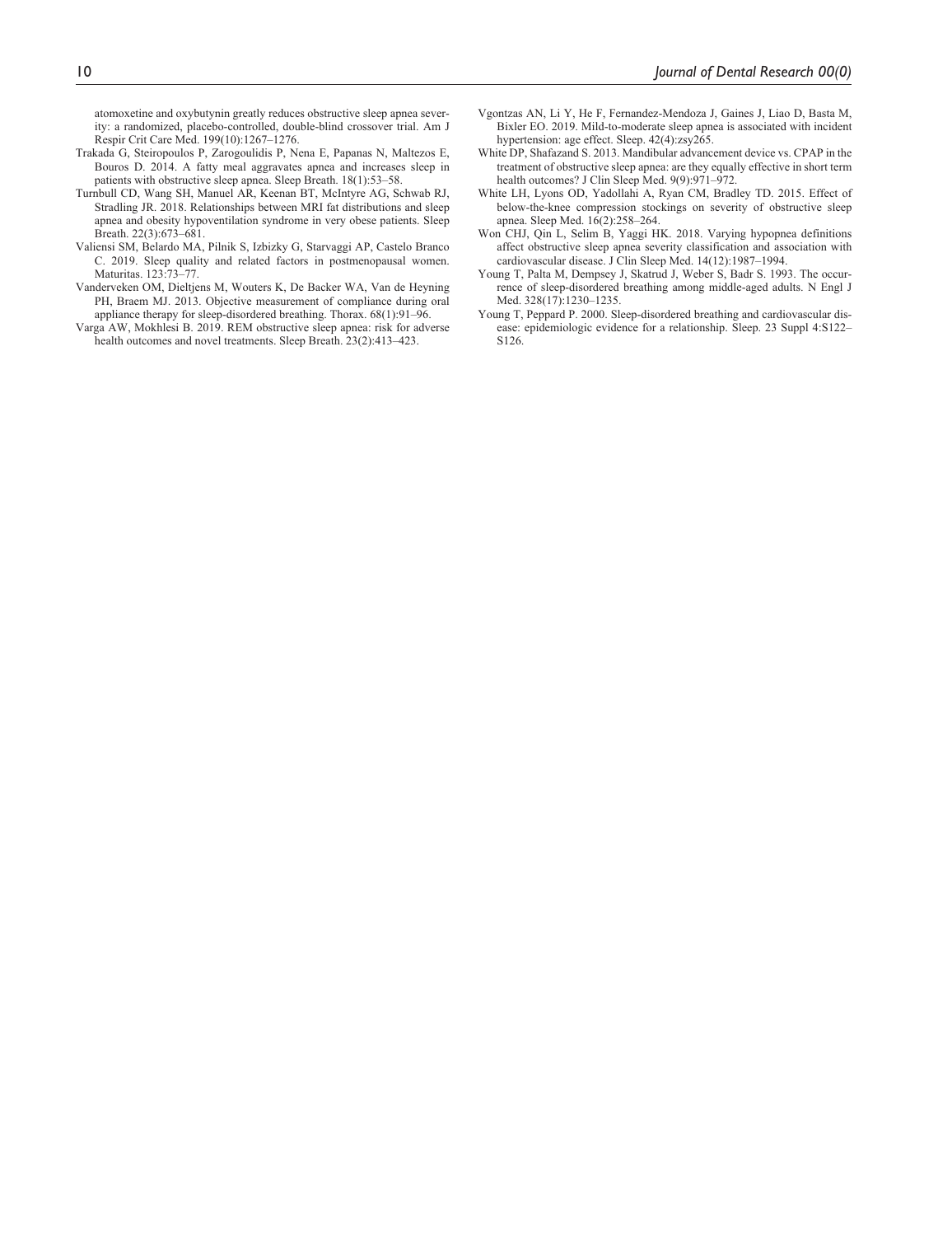atomoxetine and oxybutynin greatly reduces obstructive sleep apnea severity: a randomized, placebo-controlled, double-blind crossover trial. Am J Respir Crit Care Med. 199(10):1267–1276.

Trakada G, Steiropoulos P, Zarogoulidis P, Nena E, Papanas N, Maltezos E, Bouros D. 2014. A fatty meal aggravates apnea and increases sleep in patients with obstructive sleep apnea. Sleep Breath. 18(1):53–58.

Turnbull CD, Wang SH, Manuel AR, Keenan BT, McIntyre AG, Schwab RJ, Stradling JR. 2018. Relationships between MRI fat distributions and sleep apnea and obesity hypoventilation syndrome in very obese patients. Sleep Breath. 22(3):673–681.

Valiensi SM, Belardo MA, Pilnik S, Izbizky G, Starvaggi AP, Castelo Branco C. 2019. Sleep quality and related factors in postmenopausal women. Maturitas. 123:73–77.

Vanderveken OM, Dieltjens M, Wouters K, De Backer WA, Van de Heyning PH, Braem MJ. 2013. Objective measurement of compliance during oral appliance therapy for sleep-disordered breathing. Thorax. 68(1):91–96.

Varga AW, Mokhlesi B. 2019. REM obstructive sleep apnea: risk for adverse health outcomes and novel treatments. Sleep Breath. 23(2):413–423.

Vgontzas AN, Li Y, He F, Fernandez-Mendoza J, Gaines J, Liao D, Basta M, Bixler EO. 2019. Mild-to-moderate sleep apnea is associated with incident hypertension: age effect. Sleep. 42(4):zsy265.

White DP, Shafazand S. 2013. Mandibular advancement device vs. CPAP in the treatment of obstructive sleep apnea: are they equally effective in short term health outcomes? J Clin Sleep Med. 9(9):971–972.

White LH, Lyons OD, Yadollahi A, Ryan CM, Bradley TD. 2015. Effect of below-the-knee compression stockings on severity of obstructive sleep apnea. Sleep Med. 16(2):258–264.

Won CHJ, Qin L, Selim B, Yaggi HK. 2018. Varying hypopnea definitions affect obstructive sleep apnea severity classification and association with cardiovascular disease. J Clin Sleep Med. 14(12):1987–1994.

Young T, Palta M, Dempsey J, Skatrud J, Weber S, Badr S. 1993. The occurrence of sleep-disordered breathing among middle-aged adults. N Engl J Med. 328(17):1230–1235.

Young T, Peppard P. 2000. Sleep-disordered breathing and cardiovascular disease: epidemiologic evidence for a relationship. Sleep. 23 Suppl 4:S122–S126.